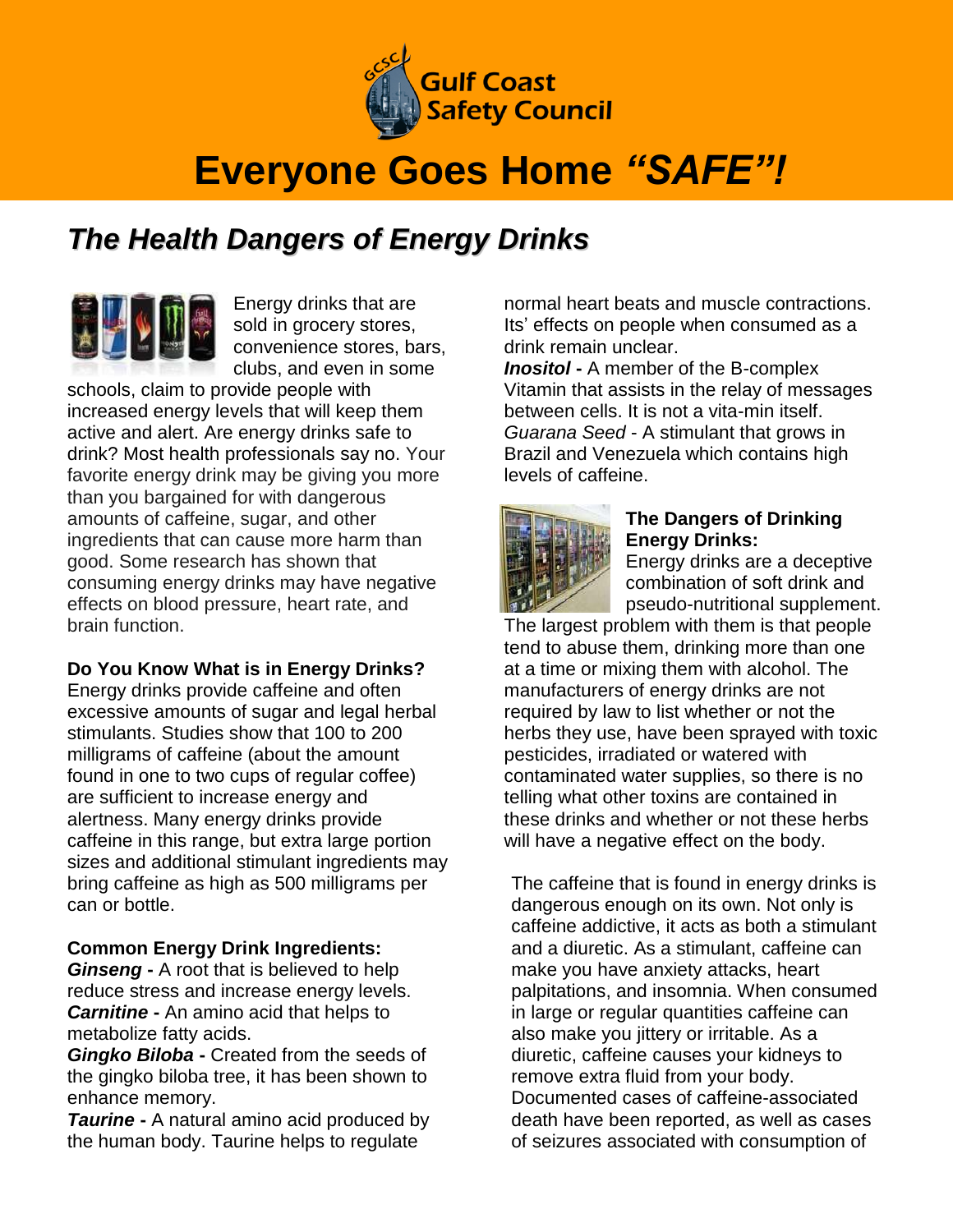Gulf Coast Safety Council

# Everyone Goes Home *"SAFE"!*

## *The Health Dangers of Energy Drinks*

Energy drinks that are sold in grocery stores, convenience stores, bars, clubs, and even in some schools, claim to provide people with increased energy levels that will keep them active and alert. Are energy drinks safe to drink? Most health professionals say no. Your favorite energy drink may be giving you more than you bargained for with dangerous amounts of caffeine, sugar, and other ingredients that can cause more harm than good. Some research has shown that consuming energy drinks may have negative effects on blood pressure, heart rate, and brain function.

**Do You Know What is in Energy Drinks?**

Energy drinks provide caffeine and often excessive amounts of sugar and legal herbal stimulants. Studies show that 100 to 200 milligrams of caffeine (about the amount found in one to two cups of regular coffee) are sufficient to increase energy and alertness. Many energy drinks provide caffeine in this range, but extra large portion sizes and additional stimulant ingredients may bring caffeine as high as 500 milligrams per can or bottle.

**Common Energy Drink Ingredients:**

***Ginseng*** **-** A root that is believed to help reduce stress and increase energy levels.
***Carnitine*** **-** An amino acid that helps to metabolize fatty acids.
***Gingko Biloba*** **-** Created from the seeds of the gingko biloba tree, it has been shown to enhance memory.
***Taurine*** **-** A natural amino acid produced by the human body. Taurine helps to regulate normal heart beats and muscle contractions. Its' effects on people when consumed as a drink remain unclear.
***Inositol*** **-** A member of the B-complex Vitamin that assists in the relay of messages between cells. It is not a vita-min itself.
*Guarana Seed* - A stimulant that grows in Brazil and Venezuela which contains high levels of caffeine.

**The Dangers of Drinking Energy Drinks:**

Energy drinks are a deceptive combination of soft drink and pseudo-nutritional supplement. The largest problem with them is that people tend to abuse them, drinking more than one at a time or mixing them with alcohol. The manufacturers of energy drinks are not required by law to list whether or not the herbs they use, have been sprayed with toxic pesticides, irradiated or watered with contaminated water supplies, so there is no telling what other toxins are contained in these drinks and whether or not these herbs will have a negative effect on the body.

The caffeine that is found in energy drinks is dangerous enough on its own. Not only is caffeine addictive, it acts as both a stimulant and a diuretic. As a stimulant, caffeine can make you have anxiety attacks, heart palpitations, and insomnia. When consumed in large or regular quantities caffeine can also make you jittery or irritable. As a diuretic, caffeine causes your kidneys to remove extra fluid from your body. Documented cases of caffeine-associated death have been reported, as well as cases of seizures associated with consumption of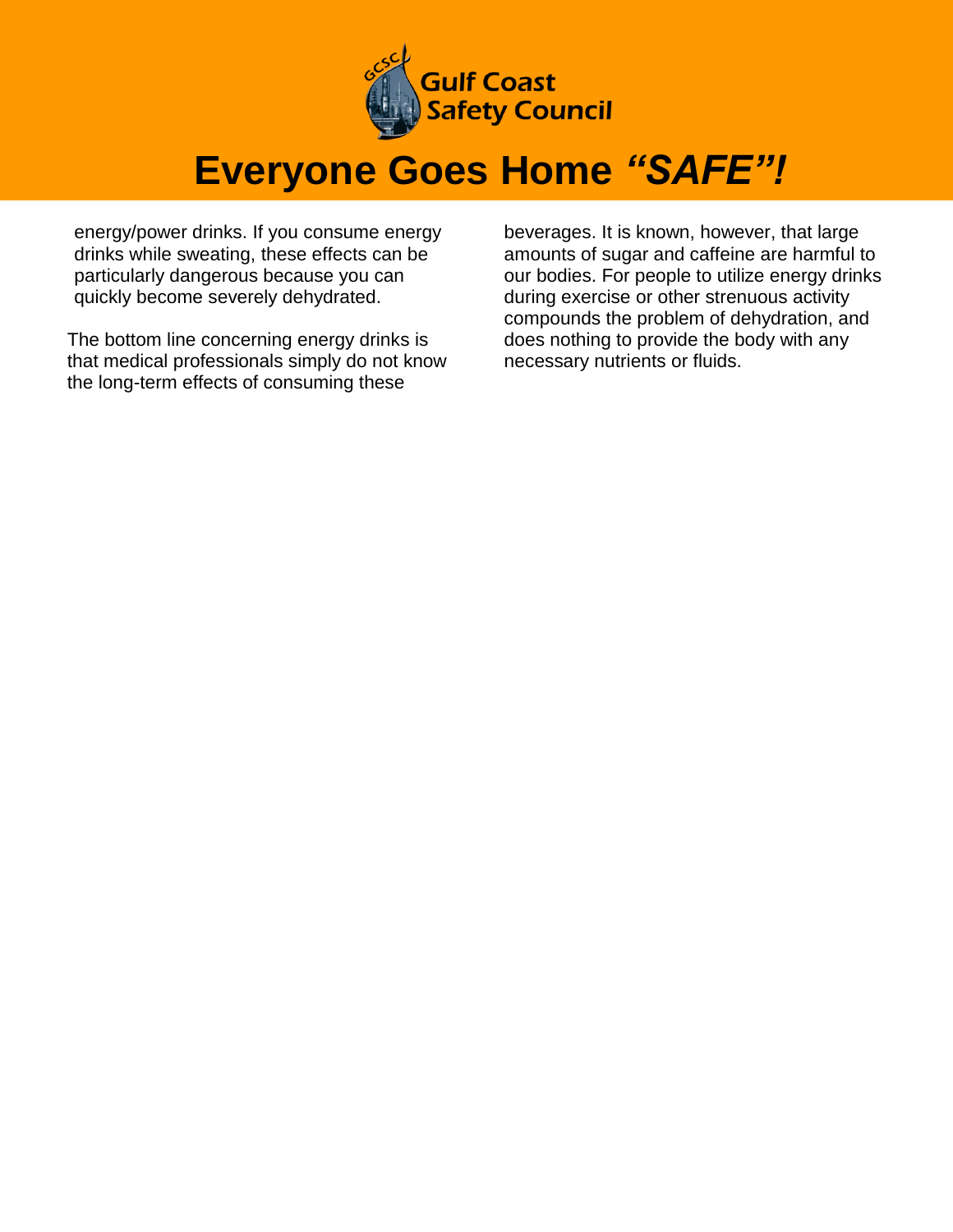energy/power drinks. If you consume energy drinks while sweating, these effects can be particularly dangerous because you can quickly become severely dehydrated.

The bottom line concerning energy drinks is that medical professionals simply do not know the long-term effects of consuming these beverages. It is known, however, that large amounts of sugar and caffeine are harmful to our bodies. For people to utilize energy drinks during exercise or other strenuous activity compounds the problem of dehydration, and does nothing to provide the body with any necessary nutrients or fluids.